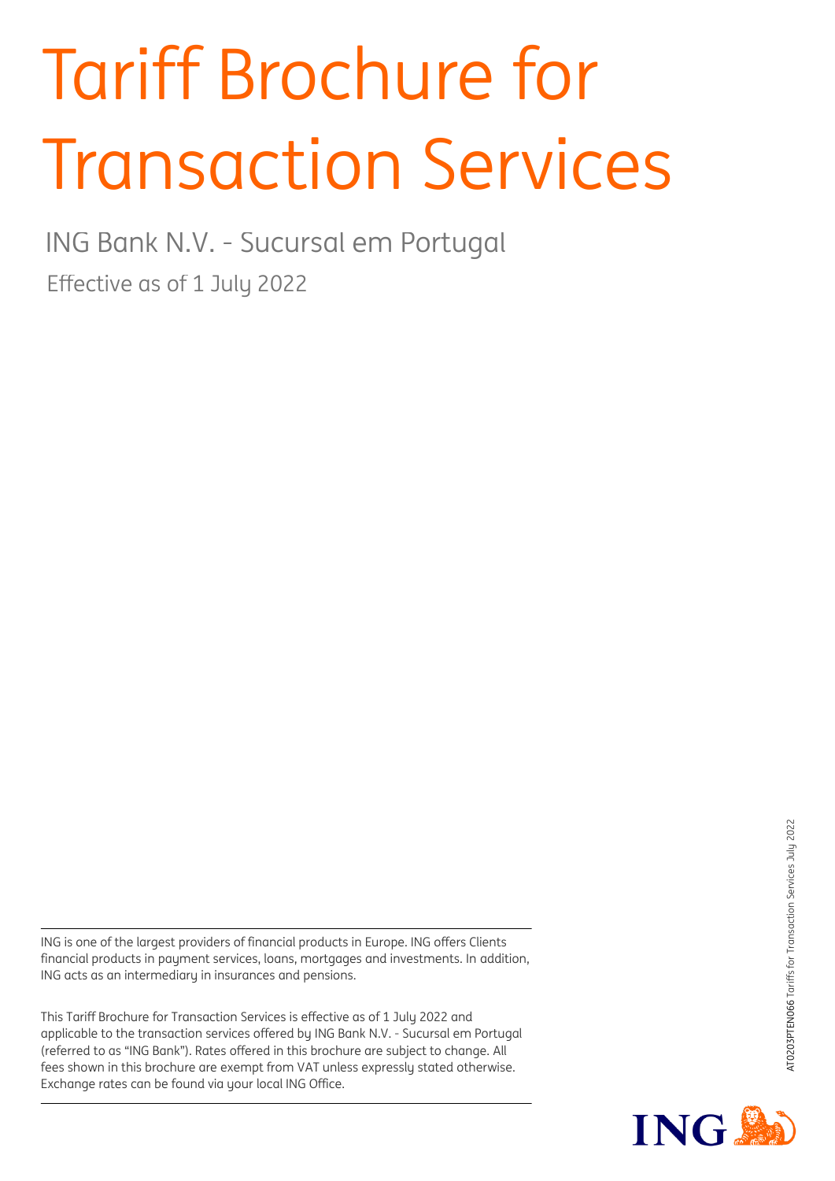# Tariff Brochure for Transaction Services

ING Bank N.V. - Sucursal em Portugal

Effective as of 1 July 2022

---

ING is one of the largest providers of financial products in Europe. ING offers Clients financial products in payment services, loans, mortgages and investments. In addition, ING acts as an intermediary in insurances and pensions.

This Tariff Brochure for Transaction Services is effective as of 1 July 2022 and applicable to the transaction services offered by ING Bank N.V. - Sucursal em Portugal (referred to as "ING Bank"). Rates offered in this brochure are subject to change. All fees shown in this brochure are exempt from VAT unless expressly stated otherwise. Exchange rates can be found via your local ING Office.

---

AT0203PTEN066 Tariffs for Transaction Services July 2022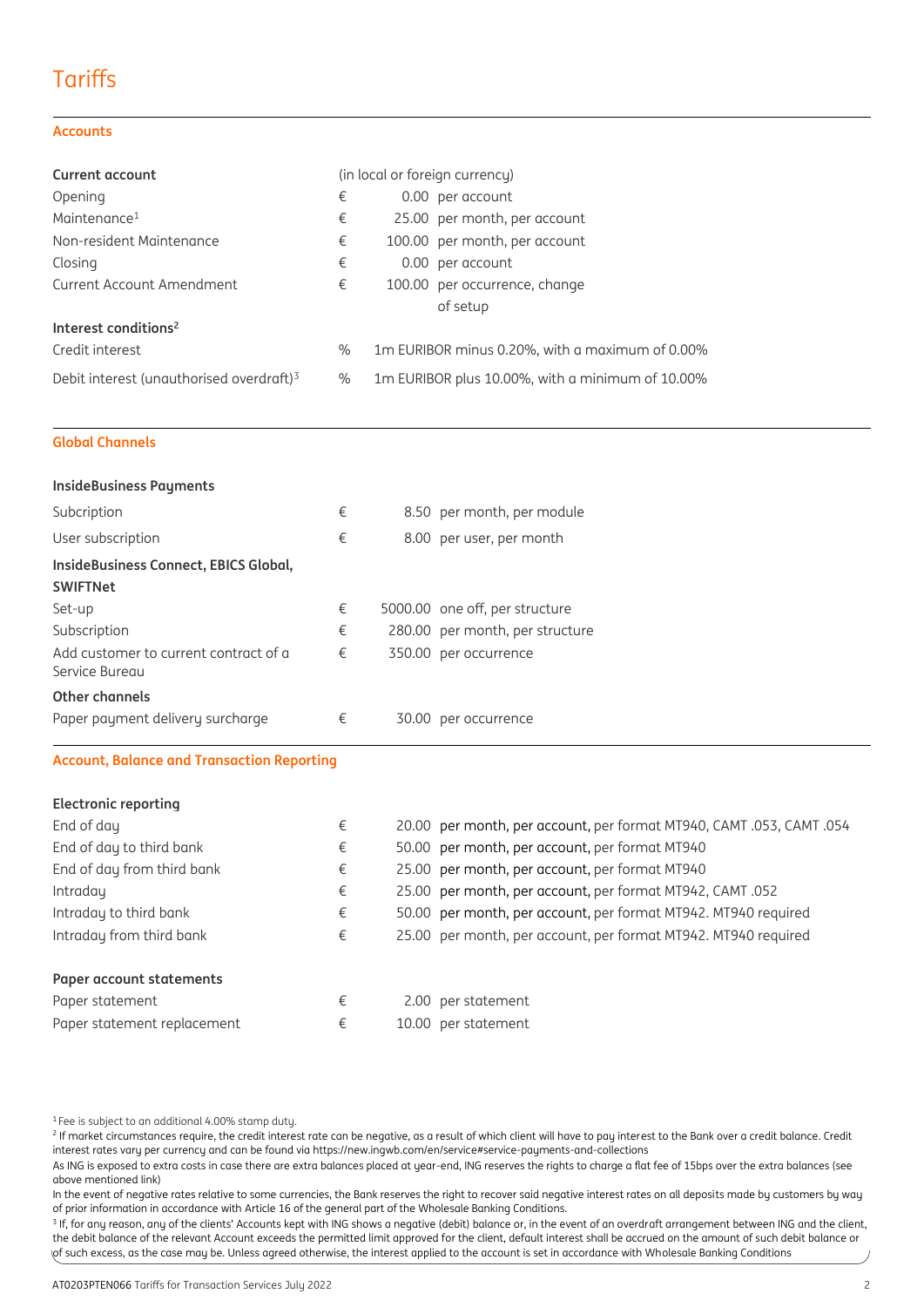# Tariffs

## Accounts

| Current account | | (in local or foreign currency) |
|---|---|---|
| Opening | € | 0.00 per account |
| Maintenance[1] | € | 25.00 per month, per account |
| Non-resident Maintenance | € | 100.00 per month, per account |
| Closing | € | 0.00 per account |
| Current Account Amendment | € | 100.00 per occurrence, change of setup |
| **Interest conditions[2]** | | |
| Credit interest | % | 1m EURIBOR minus 0.20%, with a maximum of 0.00% |
| Debit interest (unauthorised overdraft)[3] | % | 1m EURIBOR plus 10.00%, with a minimum of 10.00% |

## Global Channels

| **InsideBusiness Payments** | | |
|---|---|---|
| Subcription | € | 8.50 per month, per module |
| User subscription | € | 8.00 per user, per month |
| **InsideBusiness Connect, EBICS Global, SWIFTNet** | | |
| Set-up | € | 5000.00 one off, per structure |
| Subscription | € | 280.00 per month, per structure |
| Add customer to current contract of a Service Bureau | € | 350.00 per occurrence |
| **Other channels** | | |
| Paper payment delivery surcharge | € | 30.00 per occurrence |

## Account, Balance and Transaction Reporting

| **Electronic reporting** | | |
|---|---|---|
| End of day | € | 20.00 per month, per account, per format MT940, CAMT .053, CAMT .054 |
| End of day to third bank | € | 50.00 per month, per account, per format MT940 |
| End of day from third bank | € | 25.00 per month, per account, per format MT940 |
| Intraday | € | 25.00 per month, per account, per format MT942, CAMT .052 |
| Intraday to third bank | € | 50.00 per month, per account, per format MT942. MT940 required |
| Intraday from third bank | € | 25.00 per month, per account, per format MT942. MT940 required |
| **Paper account statements** | | |
| Paper statement | € | 2.00 per statement |
| Paper statement replacement | € | 10.00 per statement |

[1] Fee is subject to an additional 4.00% stamp duty.

[2] If market circumstances require, the credit interest rate can be negative, as a result of which client will have to pay interest to the Bank over a credit balance. Credit interest rates vary per currency and can be found via https://new.ingwb.com/en/service#service-payments-and-collections

As ING is exposed to extra costs in case there are extra balances placed at year-end, ING reserves the rights to charge a flat fee of 15bps over the extra balances (see above mentioned link)

In the event of negative rates relative to some currencies, the Bank reserves the right to recover said negative interest rates on all deposits made by customers by way of prior information in accordance with Article 16 of the general part of the Wholesale Banking Conditions.

[3] If, for any reason, any of the clients' Accounts kept with ING shows a negative (debit) balance or, in the event of an overdraft arrangement between ING and the client, the debit balance of the relevant Account exceeds the permitted limit approved for the client, default interest shall be accrued on the amount of such debit balance or of such excess, as the case may be. Unless agreed otherwise, the interest applied to the account is set in accordance with Wholesale Banking Conditions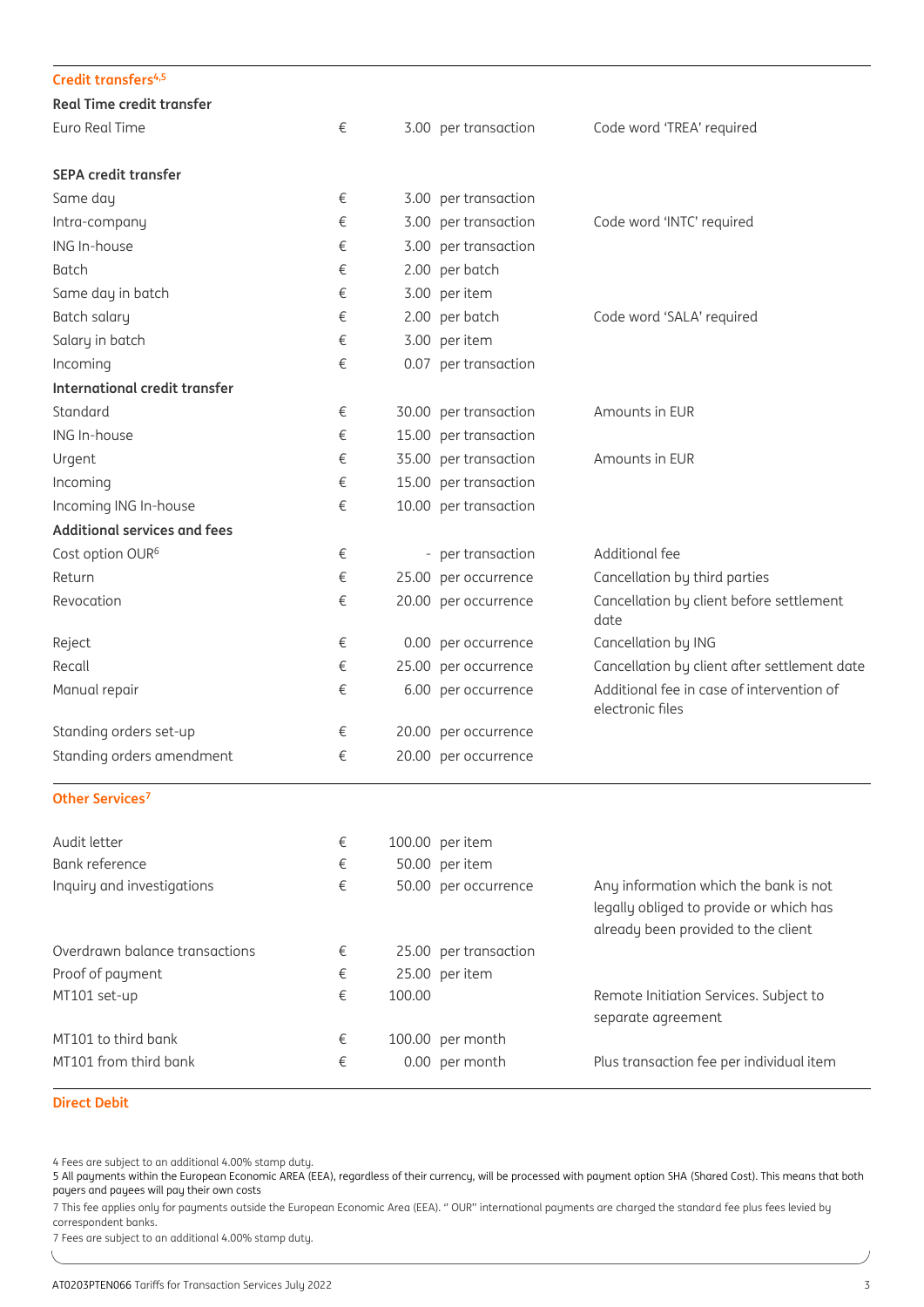## Credit transfers[4,5]

| | | | | |
|---|---|---|---|---|
| **Real Time credit transfer** | | | | |
| Euro Real Time | € | 3.00 | per transaction | Code word 'TREA' required |
| **SEPA credit transfer** | | | | |
| Same day | € | 3.00 | per transaction | |
| Intra-company | € | 3.00 | per transaction | Code word 'INTC' required |
| ING In-house | € | 3.00 | per transaction | |
| Batch | € | 2.00 | per batch | |
| Same day in batch | € | 3.00 | per item | |
| Batch salary | € | 2.00 | per batch | Code word 'SALA' required |
| Salary in batch | € | 3.00 | per item | |
| Incoming | € | 0.07 | per transaction | |
| **International credit transfer** | | | | |
| Standard | € | 30.00 | per transaction | Amounts in EUR |
| ING In-house | € | 15.00 | per transaction | |
| Urgent | € | 35.00 | per transaction | Amounts in EUR |
| Incoming | € | 15.00 | per transaction | |
| Incoming ING In-house | € | 10.00 | per transaction | |
| **Additional services and fees** | | | | |
| Cost option OUR[6] | € | - | per transaction | Additional fee |
| Return | € | 25.00 | per occurrence | Cancellation by third parties |
| Revocation | € | 20.00 | per occurrence | Cancellation by client before settlement date |
| Reject | € | 0.00 | per occurrence | Cancellation by ING |
| Recall | € | 25.00 | per occurrence | Cancellation by client after settlement date |
| Manual repair | € | 6.00 | per occurrence | Additional fee in case of intervention of electronic files |
| Standing orders set-up | € | 20.00 | per occurrence | |
| Standing orders amendment | € | 20.00 | per occurrence | |

## Other Services[7]

| | | | | |
|---|---|---|---|---|
| Audit letter | € | 100.00 | per item | |
| Bank reference | € | 50.00 | per item | |
| Inquiry and investigations | € | 50.00 | per occurrence | Any information which the bank is not legally obliged to provide or which has already been provided to the client |
| Overdrawn balance transactions | € | 25.00 | per transaction | |
| Proof of payment | € | 25.00 | per item | |
| MT101 set-up | € | 100.00 | | Remote Initiation Services. Subject to separate agreement |
| MT101 to third bank | € | 100.00 | per month | |
| MT101 from third bank | € | 0.00 | per month | Plus transaction fee per individual item |

## Direct Debit

4 Fees are subject to an additional 4.00% stamp duty.

5 All payments within the European Economic AREA (EEA), regardless of their currency, will be processed with payment option SHA (Shared Cost). This means that both payers and payees will pay their own costs

7 This fee applies only for payments outside the European Economic Area (EEA). '' OUR'' international payments are charged the standard fee plus fees levied by correspondent banks.

7 Fees are subject to an additional 4.00% stamp duty.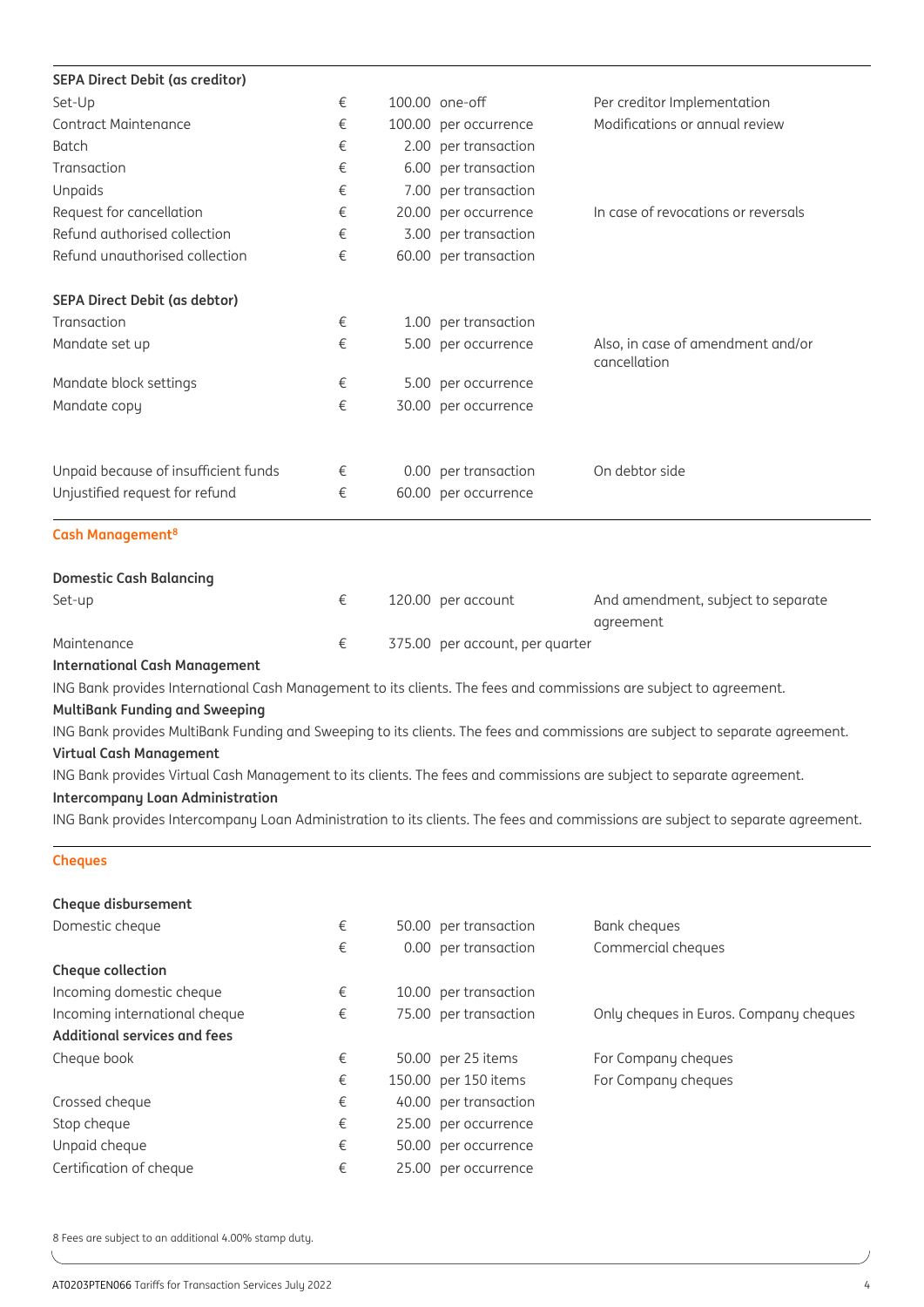| **SEPA Direct Debit (as creditor)** | | | | |
| --- | --- | --- | --- | --- |
| Set-Up | € | 100.00 | one-off | Per creditor Implementation |
| Contract Maintenance | € | 100.00 | per occurrence | Modifications or annual review |
| Batch | € | 2.00 | per transaction | |
| Transaction | € | 6.00 | per transaction | |
| Unpaids | € | 7.00 | per transaction | |
| Request for cancellation | € | 20.00 | per occurrence | In case of revocations or reversals |
| Refund authorised collection | € | 3.00 | per transaction | |
| Refund unauthorised collection | € | 60.00 | per transaction | |

| **SEPA Direct Debit (as debtor)** | | | | |
| --- | --- | --- | --- | --- |
| Transaction | € | 1.00 | per transaction | |
| Mandate set up | € | 5.00 | per occurrence | Also, in case of amendment and/or cancellation |
| Mandate block settings | € | 5.00 | per occurrence | |
| Mandate copy | € | 30.00 | per occurrence | |
| Unpaid because of insufficient funds | € | 0.00 | per transaction | On debtor side |
| Unjustified request for refund | € | 60.00 | per occurrence | |

## Cash Management[8]

| **Domestic Cash Balancing** | | | | |
| --- | --- | --- | --- | --- |
| Set-up | € | 120.00 | per account | And amendment, subject to separate agreement |
| Maintenance | € | 375.00 | per account, per quarter | |

**International Cash Management**

ING Bank provides International Cash Management to its clients. The fees and commissions are subject to agreement.

**MultiBank Funding and Sweeping**

ING Bank provides MultiBank Funding and Sweeping to its clients. The fees and commissions are subject to separate agreement.

**Virtual Cash Management**

ING Bank provides Virtual Cash Management to its clients. The fees and commissions are subject to separate agreement.

**Intercompany Loan Administration**

ING Bank provides Intercompany Loan Administration to its clients. The fees and commissions are subject to separate agreement.

## Cheques

| **Cheque disbursement** | | | | |
| --- | --- | --- | --- | --- |
| Domestic cheque | € | 50.00 | per transaction | Bank cheques |
| | € | 0.00 | per transaction | Commercial cheques |
| **Cheque collection** | | | | |
| Incoming domestic cheque | € | 10.00 | per transaction | |
| Incoming international cheque | € | 75.00 | per transaction | Only cheques in Euros. Company cheques |
| **Additional services and fees** | | | | |
| Cheque book | € | 50.00 | per 25 items | For Company cheques |
| | € | 150.00 | per 150 items | For Company cheques |
| Crossed cheque | € | 40.00 | per transaction | |
| Stop cheque | € | 25.00 | per occurrence | |
| Unpaid cheque | € | 50.00 | per occurrence | |
| Certification of cheque | € | 25.00 | per occurrence | |

8 Fees are subject to an additional 4.00% stamp duty.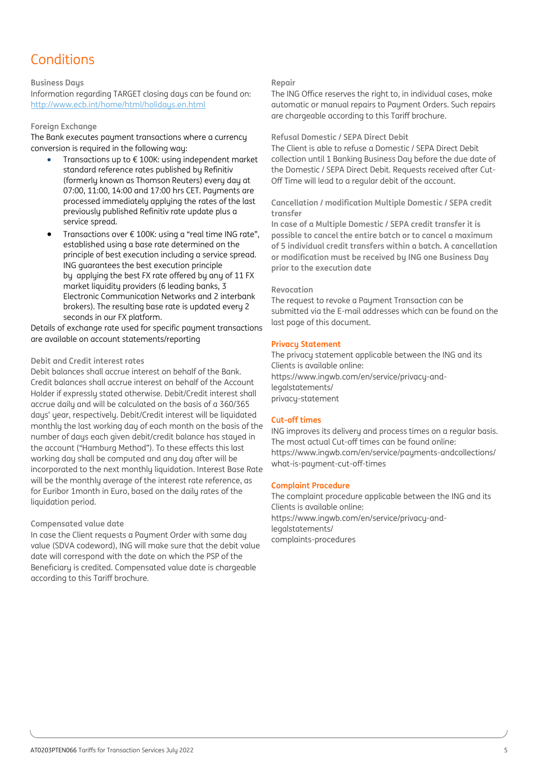# Conditions

### Business Days

Information regarding TARGET closing days can be found on: http://www.ecb.int/home/html/holidays.en.html

### Foreign Exchange

The Bank executes payment transactions where a currency conversion is required in the following way:

- Transactions up to € 100K: using independent market standard reference rates published by Refinitiv (formerly known as Thomson Reuters) every day at 07:00, 11:00, 14:00 and 17:00 hrs CET. Payments are processed immediately applying the rates of the last previously published Refinitiv rate update plus a service spread.
- Transactions over € 100K: using a "real time ING rate", established using a base rate determined on the principle of best execution including a service spread. ING guarantees the best execution principle by applying the best FX rate offered by any of 11 FX market liquidity providers (6 leading banks, 3 Electronic Communication Networks and 2 interbank brokers). The resulting base rate is updated every 2 seconds in our FX platform.

Details of exchange rate used for specific payment transactions are available on account statements/reporting

### Debit and Credit interest rates

Debit balances shall accrue interest on behalf of the Bank. Credit balances shall accrue interest on behalf of the Account Holder if expressly stated otherwise. Debit/Credit interest shall accrue daily and will be calculated on the basis of a 360/365 days' year, respectively. Debit/Credit interest will be liquidated monthly the last working day of each month on the basis of the number of days each given debit/credit balance has stayed in the account ("Hamburg Method"). To these effects this last working day shall be computed and any day after will be incorporated to the next monthly liquidation. Interest Base Rate will be the monthly average of the interest rate reference, as for Euribor 1month in Euro, based on the daily rates of the liquidation period.

### Compensated value date

In case the Client requests a Payment Order with same day value (SDVA codeword), ING will make sure that the debit value date will correspond with the date on which the PSP of the Beneficiary is credited. Compensated value date is chargeable according to this Tariff brochure.

### Repair

The ING Office reserves the right to, in individual cases, make automatic or manual repairs to Payment Orders. Such repairs are chargeable according to this Tariff brochure.

### Refusal Domestic / SEPA Direct Debit

The Client is able to refuse a Domestic / SEPA Direct Debit collection until 1 Banking Business Day before the due date of the Domestic / SEPA Direct Debit. Requests received after Cut-Off Time will lead to a regular debit of the account.

### Cancellation / modification Multiple Domestic / SEPA credit transfer

**In case of a Multiple Domestic / SEPA credit transfer it is possible to cancel the entire batch or to cancel a maximum of 5 individual credit transfers within a batch. A cancellation or modification must be received by ING one Business Day prior to the execution date**

### Revocation

The request to revoke a Payment Transaction can be submitted via the E-mail addresses which can be found on the last page of this document.

### Privacy Statement

The privacy statement applicable between the ING and its Clients is available online:
https://www.ingwb.com/en/service/privacy-and-legalstatements/privacy-statement

### Cut-off times

ING improves its delivery and process times on a regular basis. The most actual Cut-off times can be found online:
https://www.ingwb.com/en/service/payments-andcollections/what-is-payment-cut-off-times

### Complaint Procedure

The complaint procedure applicable between the ING and its Clients is available online:
https://www.ingwb.com/en/service/privacy-and-legalstatements/complaints-procedures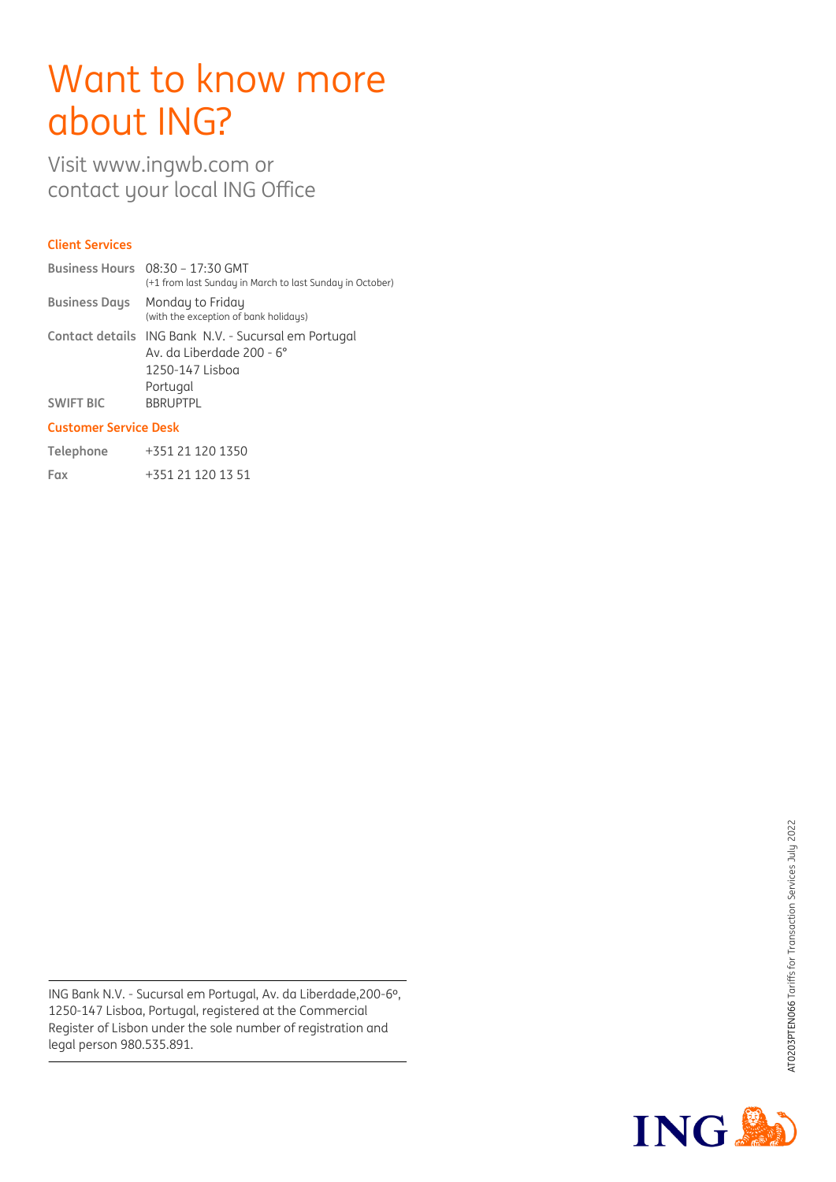# Want to know more about ING?

Visit www.ingwb.com or contact your local ING Office

**Client Services**

| | |
|---|---|
| **Business Hours** | 08:30 – 17:30 GMT (+1 from last Sunday in March to last Sunday in October) |
| **Business Days** | Monday to Friday (with the exception of bank holidays) |
| **Contact details** | ING Bank N.V. - Sucursal em Portugal<br>Av. da Liberdade 200 - 6°<br>1250-147 Lisboa<br>Portugal |
| **SWIFT BIC** | BBRUPTPL |

**Customer Service Desk**

| | |
|---|---|
| **Telephone** | +351 21 120 1350 |
| **Fax** | +351 21 120 13 51 |

ING Bank N.V. - Sucursal em Portugal, Av. da Liberdade,200-6º, 1250-147 Lisboa, Portugal, registered at the Commercial Register of Lisbon under the sole number of registration and legal person 980.535.891.

AT0203PTEN066 Tariffs for Transaction Services July 2022